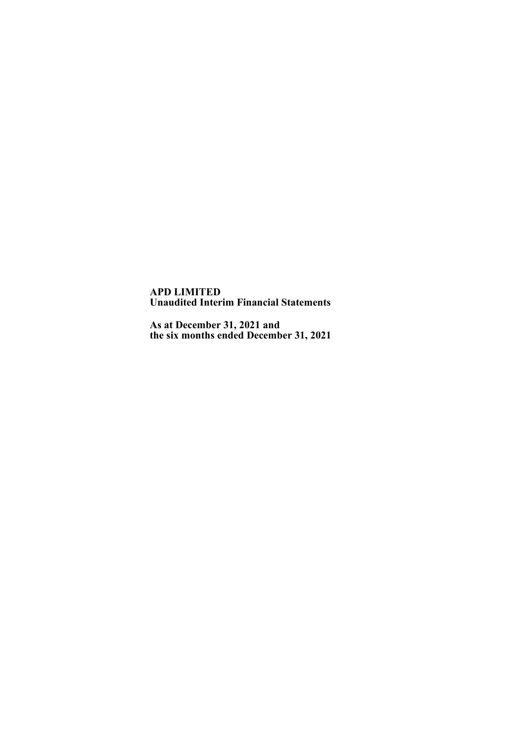**APD LIMITED**
**Unaudited Interim Financial Statements**

**As at December 31, 2021 and**
**the six months ended December 31, 2021**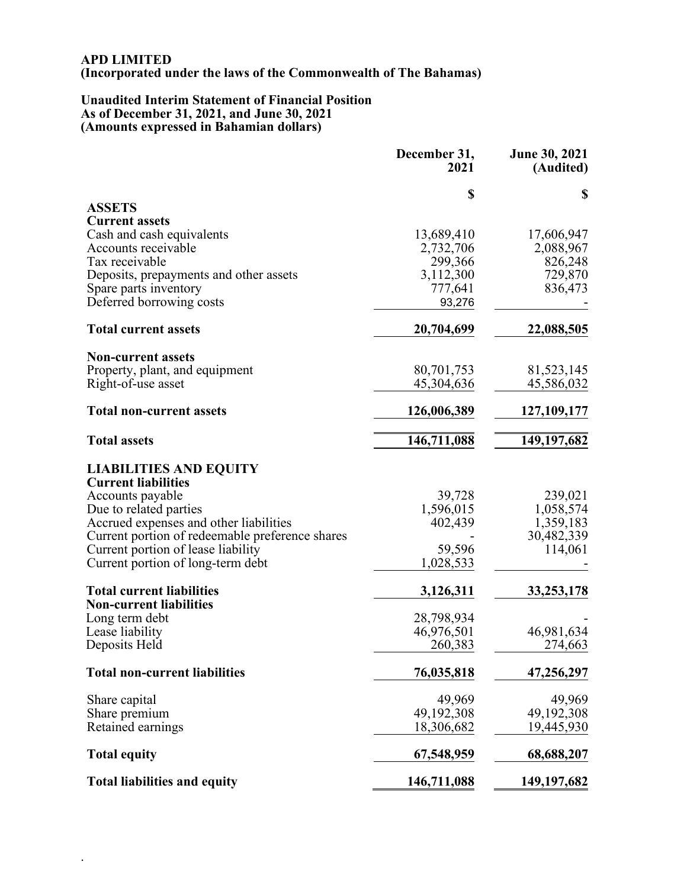**APD LIMITED**
**(Incorporated under the laws of the Commonwealth of The Bahamas)**

**Unaudited Interim Statement of Financial Position**
**As of December 31, 2021, and June 30, 2021**
**(Amounts expressed in Bahamian dollars)**

| | December 31, 2021 | June 30, 2021 (Audited) |
|---|---|---|
| | $ | $ |
| **ASSETS** | | |
| **Current assets** | | |
| Cash and cash equivalents | 13,689,410 | 17,606,947 |
| Accounts receivable | 2,732,706 | 2,088,967 |
| Tax receivable | 299,366 | 826,248 |
| Deposits, prepayments and other assets | 3,112,300 | 729,870 |
| Spare parts inventory | 777,641 | 836,473 |
| Deferred borrowing costs | 93,276 | - |
| **Total current assets** | **20,704,699** | **22,088,505** |
| **Non-current assets** | | |
| Property, plant, and equipment | 80,701,753 | 81,523,145 |
| Right-of-use asset | 45,304,636 | 45,586,032 |
| **Total non-current assets** | **126,006,389** | **127,109,177** |
| **Total assets** | **146,711,088** | **149,197,682** |
| **LIABILITIES AND EQUITY** | | |
| **Current liabilities** | | |
| Accounts payable | 39,728 | 239,021 |
| Due to related parties | 1,596,015 | 1,058,574 |
| Accrued expenses and other liabilities | 402,439 | 1,359,183 |
| Current portion of redeemable preference shares | - | 30,482,339 |
| Current portion of lease liability | 59,596 | 114,061 |
| Current portion of long-term debt | 1,028,533 | - |
| **Total current liabilities** | **3,126,311** | **33,253,178** |
| **Non-current liabilities** | | |
| Long term debt | 28,798,934 | - |
| Lease liability | 46,976,501 | 46,981,634 |
| Deposits Held | 260,383 | 274,663 |
| **Total non-current liabilities** | **76,035,818** | **47,256,297** |
| Share capital | 49,969 | 49,969 |
| Share premium | 49,192,308 | 49,192,308 |
| Retained earnings | 18,306,682 | 19,445,930 |
| **Total equity** | **67,548,959** | **68,688,207** |
| **Total liabilities and equity** | **146,711,088** | **149,197,682** |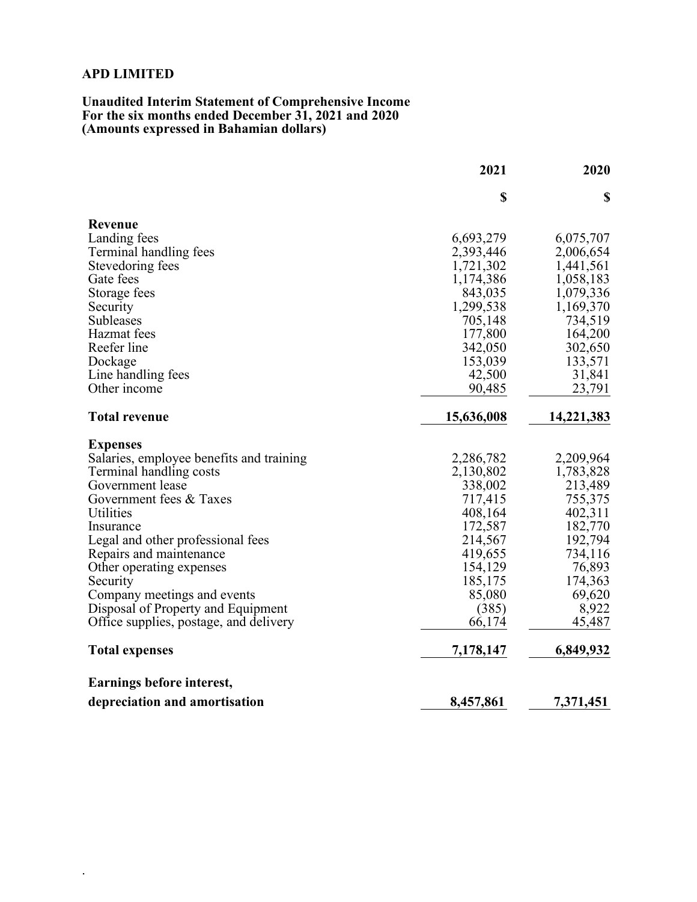**APD LIMITED**

**Unaudited Interim Statement of Comprehensive Income**
**For the six months ended December 31, 2021 and 2020**
**(Amounts expressed in Bahamian dollars)**

| | 2021 | 2020 |
|---|---|---|
| | $ | $ |
| **Revenue** | | |
| Landing fees | 6,693,279 | 6,075,707 |
| Terminal handling fees | 2,393,446 | 2,006,654 |
| Stevedoring fees | 1,721,302 | 1,441,561 |
| Gate fees | 1,174,386 | 1,058,183 |
| Storage fees | 843,035 | 1,079,336 |
| Security | 1,299,538 | 1,169,370 |
| Subleases | 705,148 | 734,519 |
| Hazmat fees | 177,800 | 164,200 |
| Reefer line | 342,050 | 302,650 |
| Dockage | 153,039 | 133,571 |
| Line handling fees | 42,500 | 31,841 |
| Other income | 90,485 | 23,791 |
| **Total revenue** | **15,636,008** | **14,221,383** |
| **Expenses** | | |
| Salaries, employee benefits and training | 2,286,782 | 2,209,964 |
| Terminal handling costs | 2,130,802 | 1,783,828 |
| Government lease | 338,002 | 213,489 |
| Government fees & Taxes | 717,415 | 755,375 |
| Utilities | 408,164 | 402,311 |
| Insurance | 172,587 | 182,770 |
| Legal and other professional fees | 214,567 | 192,794 |
| Repairs and maintenance | 419,655 | 734,116 |
| Other operating expenses | 154,129 | 76,893 |
| Security | 185,175 | 174,363 |
| Company meetings and events | 85,080 | 69,620 |
| Disposal of Property and Equipment | (385) | 8,922 |
| Office supplies, postage, and delivery | 66,174 | 45,487 |
| **Total expenses** | **7,178,147** | **6,849,932** |
| **Earnings before interest, depreciation and amortisation** | **8,457,861** | **7,371,451** |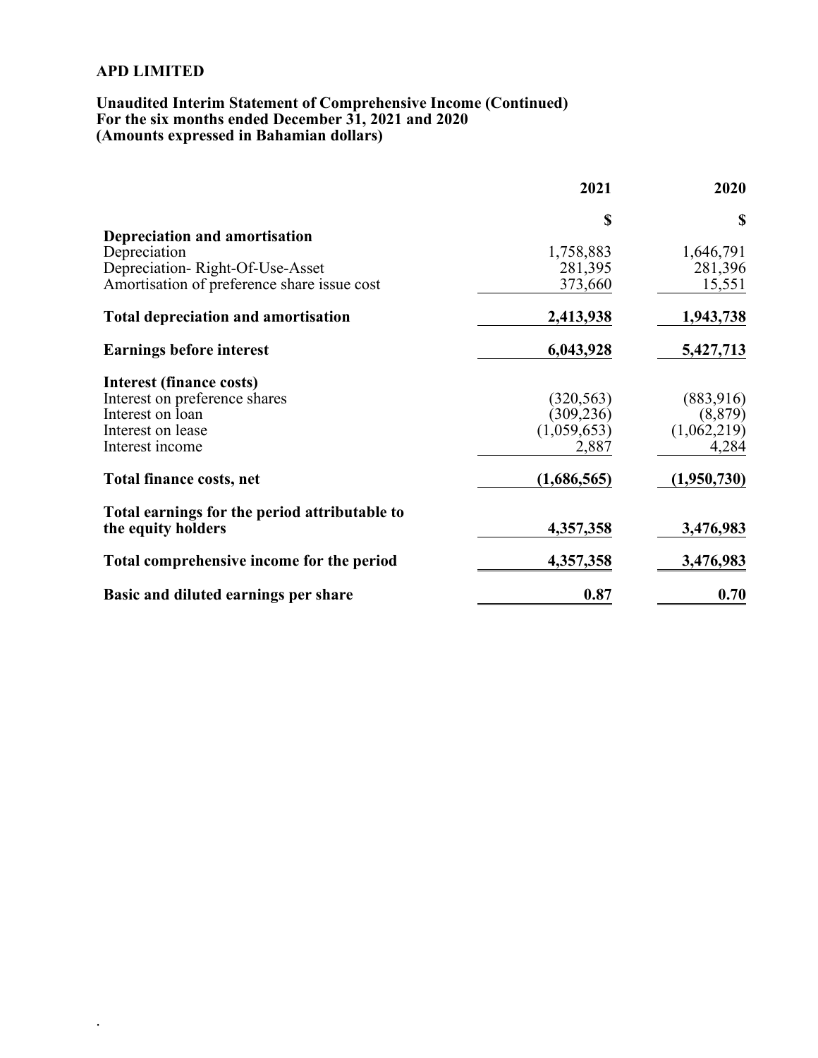**APD LIMITED**

**Unaudited Interim Statement of Comprehensive Income (Continued)**
**For the six months ended December 31, 2021 and 2020**
**(Amounts expressed in Bahamian dollars)**

| | 2021 | 2020 |
|---|---|---|
| | $ | $ |
| **Depreciation and amortisation** | | |
| Depreciation | 1,758,883 | 1,646,791 |
| Depreciation- Right-Of-Use-Asset | 281,395 | 281,396 |
| Amortisation of preference share issue cost | 373,660 | 15,551 |
| **Total depreciation and amortisation** | **2,413,938** | **1,943,738** |
| **Earnings before interest** | **6,043,928** | **5,427,713** |
| **Interest (finance costs)** | | |
| Interest on preference shares | (320,563) | (883,916) |
| Interest on loan | (309,236) | (8,879) |
| Interest on lease | (1,059,653) | (1,062,219) |
| Interest income | 2,887 | 4,284 |
| **Total finance costs, net** | **(1,686,565)** | **(1,950,730)** |
| **Total earnings for the period attributable to the equity holders** | **4,357,358** | **3,476,983** |
| **Total comprehensive income for the period** | **4,357,358** | **3,476,983** |
| **Basic and diluted earnings per share** | **0.87** | **0.70** |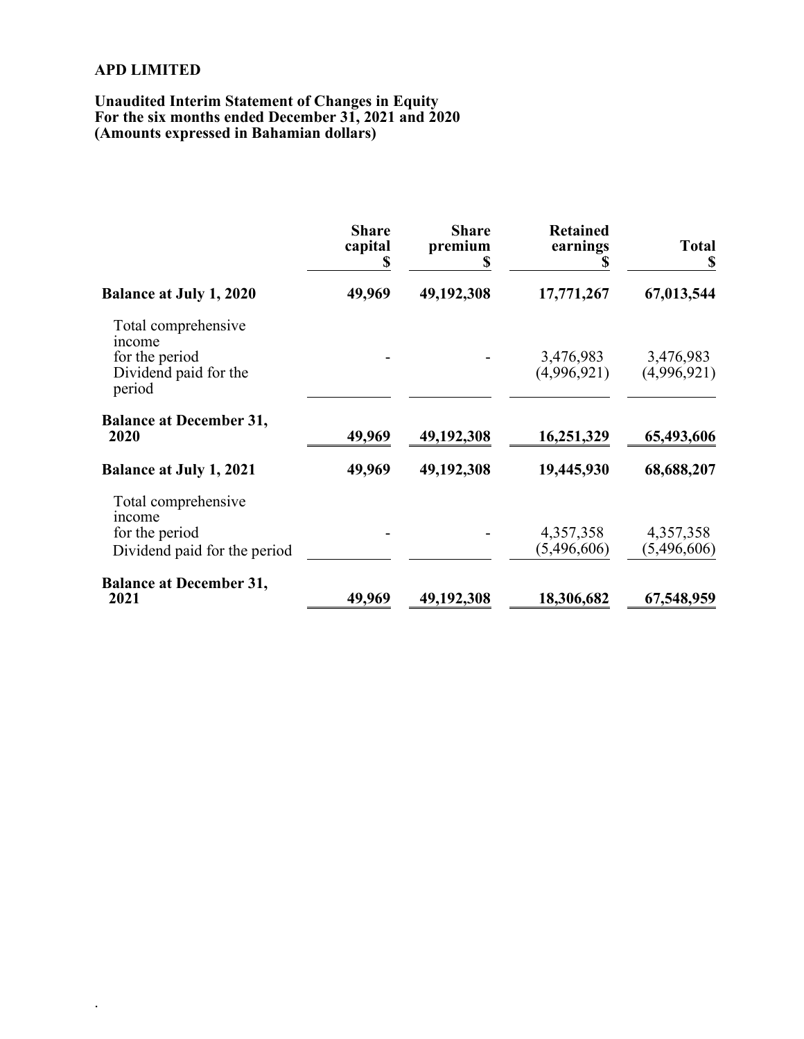**APD LIMITED**

**Unaudited Interim Statement of Changes in Equity**
**For the six months ended December 31, 2021 and 2020**
**(Amounts expressed in Bahamian dollars)**

| | **Share capital $** | **Share premium $** | **Retained earnings $** | **Total $** |
|---|---|---|---|---|
| **Balance at July 1, 2020** | **49,969** | **49,192,308** | **17,771,267** | **67,013,544** |
| Total comprehensive income for the period | - | - | 3,476,983 | 3,476,983 |
| Dividend paid for the period | | | (4,996,921) | (4,996,921) |
| **Balance at December 31, 2020** | **49,969** | **49,192,308** | **16,251,329** | **65,493,606** |
| **Balance at July 1, 2021** | **49,969** | **49,192,308** | **19,445,930** | **68,688,207** |
| Total comprehensive income for the period | - | - | 4,357,358 | 4,357,358 |
| Dividend paid for the period | | | (5,496,606) | (5,496,606) |
| **Balance at December 31, 2021** | **49,969** | **49,192,308** | **18,306,682** | **67,548,959** |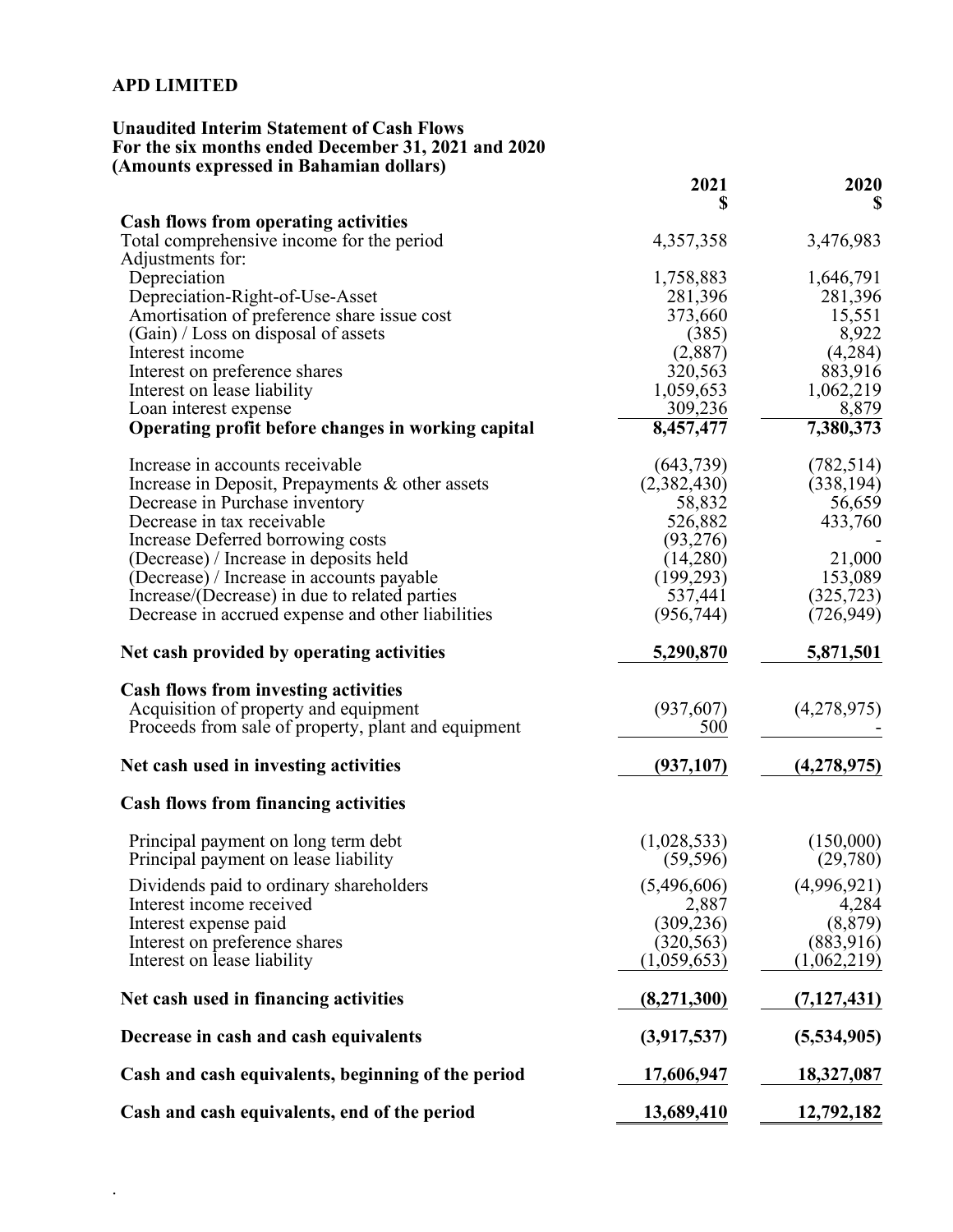# APD LIMITED

**Unaudited Interim Statement of Cash Flows**
**For the six months ended December 31, 2021 and 2020**
**(Amounts expressed in Bahamian dollars)**

| | 2021 $ | 2020 $ |
|---|---|---|
| **Cash flows from operating activities** | | |
| Total comprehensive income for the period | 4,357,358 | 3,476,983 |
| Adjustments for: | | |
| Depreciation | 1,758,883 | 1,646,791 |
| Depreciation-Right-of-Use-Asset | 281,396 | 281,396 |
| Amortisation of preference share issue cost | 373,660 | 15,551 |
| (Gain) / Loss on disposal of assets | (385) | 8,922 |
| Interest income | (2,887) | (4,284) |
| Interest on preference shares | 320,563 | 883,916 |
| Interest on lease liability | 1,059,653 | 1,062,219 |
| Loan interest expense | 309,236 | 8,879 |
| **Operating profit before changes in working capital** | **8,457,477** | **7,380,373** |
| Increase in accounts receivable | (643,739) | (782,514) |
| Increase in Deposit, Prepayments & other assets | (2,382,430) | (338,194) |
| Decrease in Purchase inventory | 58,832 | 56,659 |
| Decrease in tax receivable | 526,882 | 433,760 |
| Increase Deferred borrowing costs | (93,276) | - |
| (Decrease) / Increase in deposits held | (14,280) | 21,000 |
| (Decrease) / Increase in accounts payable | (199,293) | 153,089 |
| Increase/(Decrease) in due to related parties | 537,441 | (325,723) |
| Decrease in accrued expense and other liabilities | (956,744) | (726,949) |
| **Net cash provided by operating activities** | **5,290,870** | **5,871,501** |
| **Cash flows from investing activities** | | |
| Acquisition of property and equipment | (937,607) | (4,278,975) |
| Proceeds from sale of property, plant and equipment | 500 | - |
| **Net cash used in investing activities** | **(937,107)** | **(4,278,975)** |
| **Cash flows from financing activities** | | |
| Principal payment on long term debt | (1,028,533) | (150,000) |
| Principal payment on lease liability | (59,596) | (29,780) |
| Dividends paid to ordinary shareholders | (5,496,606) | (4,996,921) |
| Interest income received | 2,887 | 4,284 |
| Interest expense paid | (309,236) | (8,879) |
| Interest on preference shares | (320,563) | (883,916) |
| Interest on lease liability | (1,059,653) | (1,062,219) |
| **Net cash used in financing activities** | **(8,271,300)** | **(7,127,431)** |
| **Decrease in cash and cash equivalents** | **(3,917,537)** | **(5,534,905)** |
| **Cash and cash equivalents, beginning of the period** | **17,606,947** | **18,327,087** |
| **Cash and cash equivalents, end of the period** | **13,689,410** | **12,792,182** |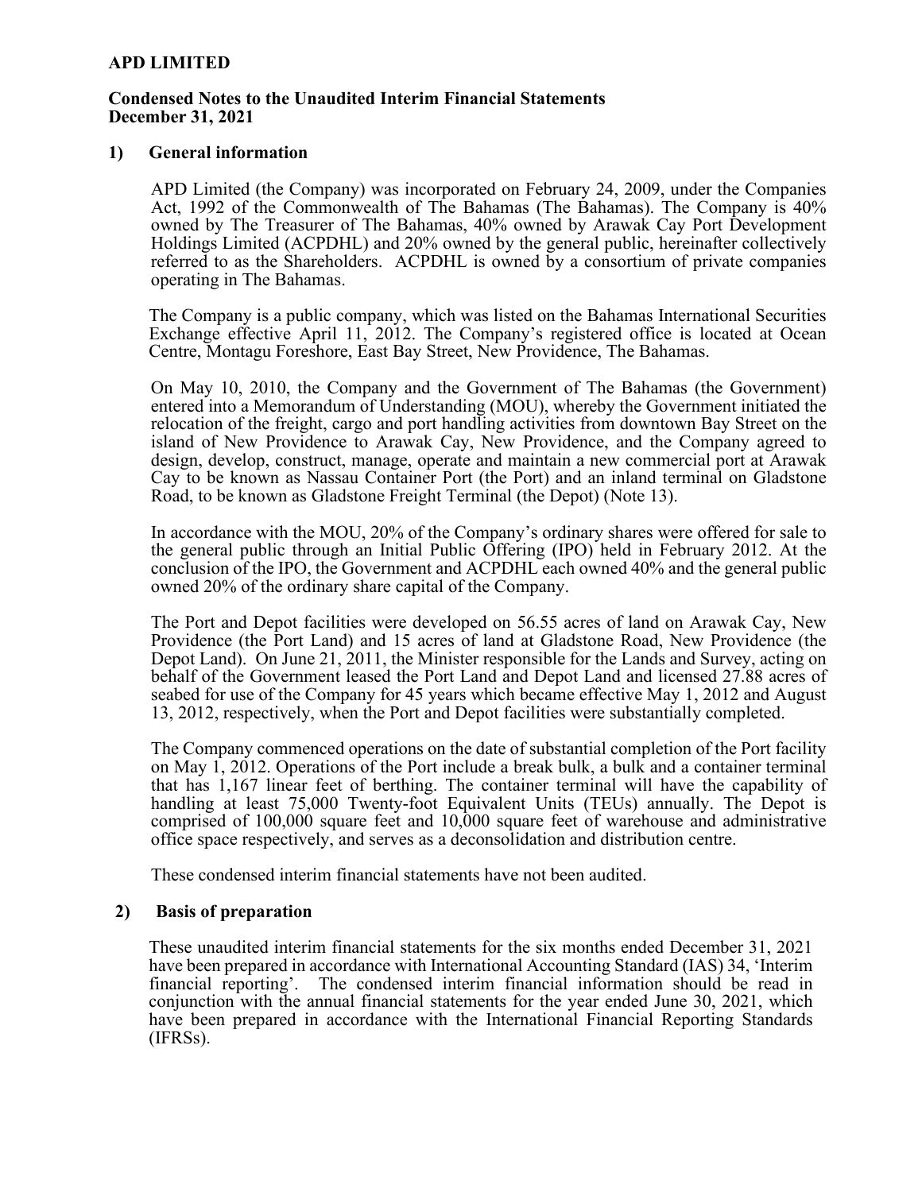**APD LIMITED**

**Condensed Notes to the Unaudited Interim Financial Statements**
**December 31, 2021**

## 1) General information

APD Limited (the Company) was incorporated on February 24, 2009, under the Companies Act, 1992 of the Commonwealth of The Bahamas (The Bahamas). The Company is 40% owned by The Treasurer of The Bahamas, 40% owned by Arawak Cay Port Development Holdings Limited (ACPDHL) and 20% owned by the general public, hereinafter collectively referred to as the Shareholders. ACPDHL is owned by a consortium of private companies operating in The Bahamas.

The Company is a public company, which was listed on the Bahamas International Securities Exchange effective April 11, 2012. The Company's registered office is located at Ocean Centre, Montagu Foreshore, East Bay Street, New Providence, The Bahamas.

On May 10, 2010, the Company and the Government of The Bahamas (the Government) entered into a Memorandum of Understanding (MOU), whereby the Government initiated the relocation of the freight, cargo and port handling activities from downtown Bay Street on the island of New Providence to Arawak Cay, New Providence, and the Company agreed to design, develop, construct, manage, operate and maintain a new commercial port at Arawak Cay to be known as Nassau Container Port (the Port) and an inland terminal on Gladstone Road, to be known as Gladstone Freight Terminal (the Depot) (Note 13).

In accordance with the MOU, 20% of the Company's ordinary shares were offered for sale to the general public through an Initial Public Offering (IPO) held in February 2012. At the conclusion of the IPO, the Government and ACPDHL each owned 40% and the general public owned 20% of the ordinary share capital of the Company.

The Port and Depot facilities were developed on 56.55 acres of land on Arawak Cay, New Providence (the Port Land) and 15 acres of land at Gladstone Road, New Providence (the Depot Land). On June 21, 2011, the Minister responsible for the Lands and Survey, acting on behalf of the Government leased the Port Land and Depot Land and licensed 27.88 acres of seabed for use of the Company for 45 years which became effective May 1, 2012 and August 13, 2012, respectively, when the Port and Depot facilities were substantially completed.

The Company commenced operations on the date of substantial completion of the Port facility on May 1, 2012. Operations of the Port include a break bulk, a bulk and a container terminal that has 1,167 linear feet of berthing. The container terminal will have the capability of handling at least 75,000 Twenty-foot Equivalent Units (TEUs) annually. The Depot is comprised of 100,000 square feet and 10,000 square feet of warehouse and administrative office space respectively, and serves as a deconsolidation and distribution centre.

These condensed interim financial statements have not been audited.

## 2) Basis of preparation

These unaudited interim financial statements for the six months ended December 31, 2021 have been prepared in accordance with International Accounting Standard (IAS) 34, 'Interim financial reporting'. The condensed interim financial information should be read in conjunction with the annual financial statements for the year ended June 30, 2021, which have been prepared in accordance with the International Financial Reporting Standards (IFRSs).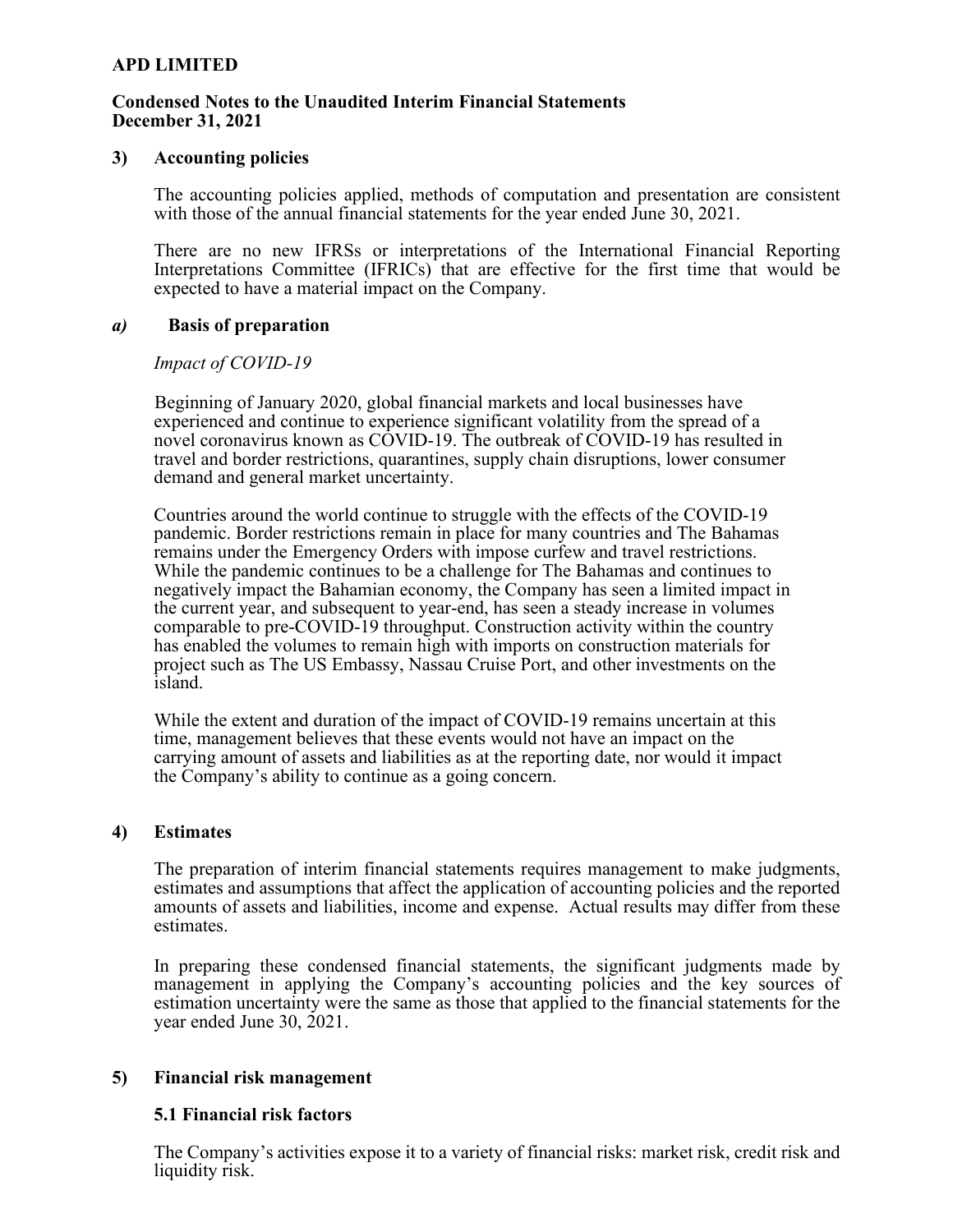# APD LIMITED

## Condensed Notes to the Unaudited Interim Financial Statements
## December 31, 2021

### 3) Accounting policies

The accounting policies applied, methods of computation and presentation are consistent with those of the annual financial statements for the year ended June 30, 2021.

There are no new IFRSs or interpretations of the International Financial Reporting Interpretations Committee (IFRICs) that are effective for the first time that would be expected to have a material impact on the Company.

#### *a)* Basis of preparation

*Impact of COVID-19*

Beginning of January 2020, global financial markets and local businesses have experienced and continue to experience significant volatility from the spread of a novel coronavirus known as COVID-19. The outbreak of COVID-19 has resulted in travel and border restrictions, quarantines, supply chain disruptions, lower consumer demand and general market uncertainty.

Countries around the world continue to struggle with the effects of the COVID-19 pandemic. Border restrictions remain in place for many countries and The Bahamas remains under the Emergency Orders with impose curfew and travel restrictions. While the pandemic continues to be a challenge for The Bahamas and continues to negatively impact the Bahamian economy, the Company has seen a limited impact in the current year, and subsequent to year-end, has seen a steady increase in volumes comparable to pre-COVID-19 throughput. Construction activity within the country has enabled the volumes to remain high with imports on construction materials for project such as The US Embassy, Nassau Cruise Port, and other investments on the island.

While the extent and duration of the impact of COVID-19 remains uncertain at this time, management believes that these events would not have an impact on the carrying amount of assets and liabilities as at the reporting date, nor would it impact the Company's ability to continue as a going concern.

### 4) Estimates

The preparation of interim financial statements requires management to make judgments, estimates and assumptions that affect the application of accounting policies and the reported amounts of assets and liabilities, income and expense. Actual results may differ from these estimates.

In preparing these condensed financial statements, the significant judgments made by management in applying the Company's accounting policies and the key sources of estimation uncertainty were the same as those that applied to the financial statements for the year ended June 30, 2021.

### 5) Financial risk management

#### 5.1 Financial risk factors

The Company's activities expose it to a variety of financial risks: market risk, credit risk and liquidity risk.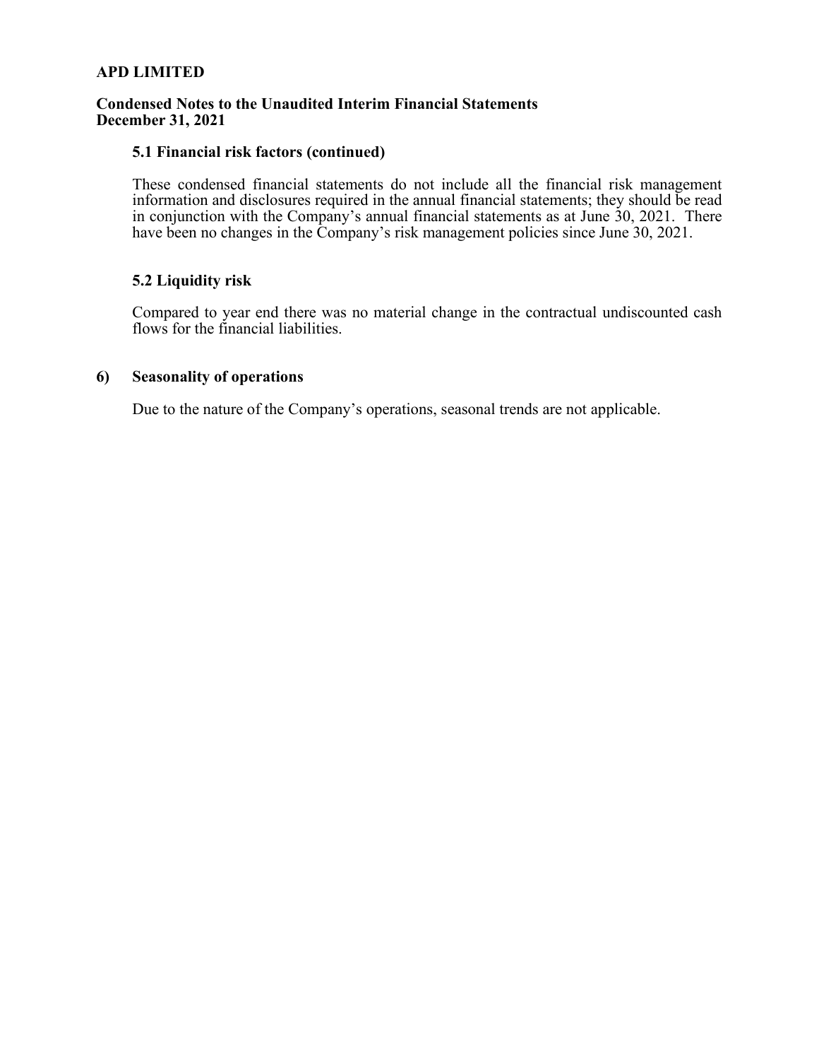**APD LIMITED**

**Condensed Notes to the Unaudited Interim Financial Statements**
**December 31, 2021**

### 5.1 Financial risk factors (continued)

These condensed financial statements do not include all the financial risk management information and disclosures required in the annual financial statements; they should be read in conjunction with the Company's annual financial statements as at June 30, 2021. There have been no changes in the Company's risk management policies since June 30, 2021.

### 5.2 Liquidity risk

Compared to year end there was no material change in the contractual undiscounted cash flows for the financial liabilities.

## 6) Seasonality of operations

Due to the nature of the Company's operations, seasonal trends are not applicable.